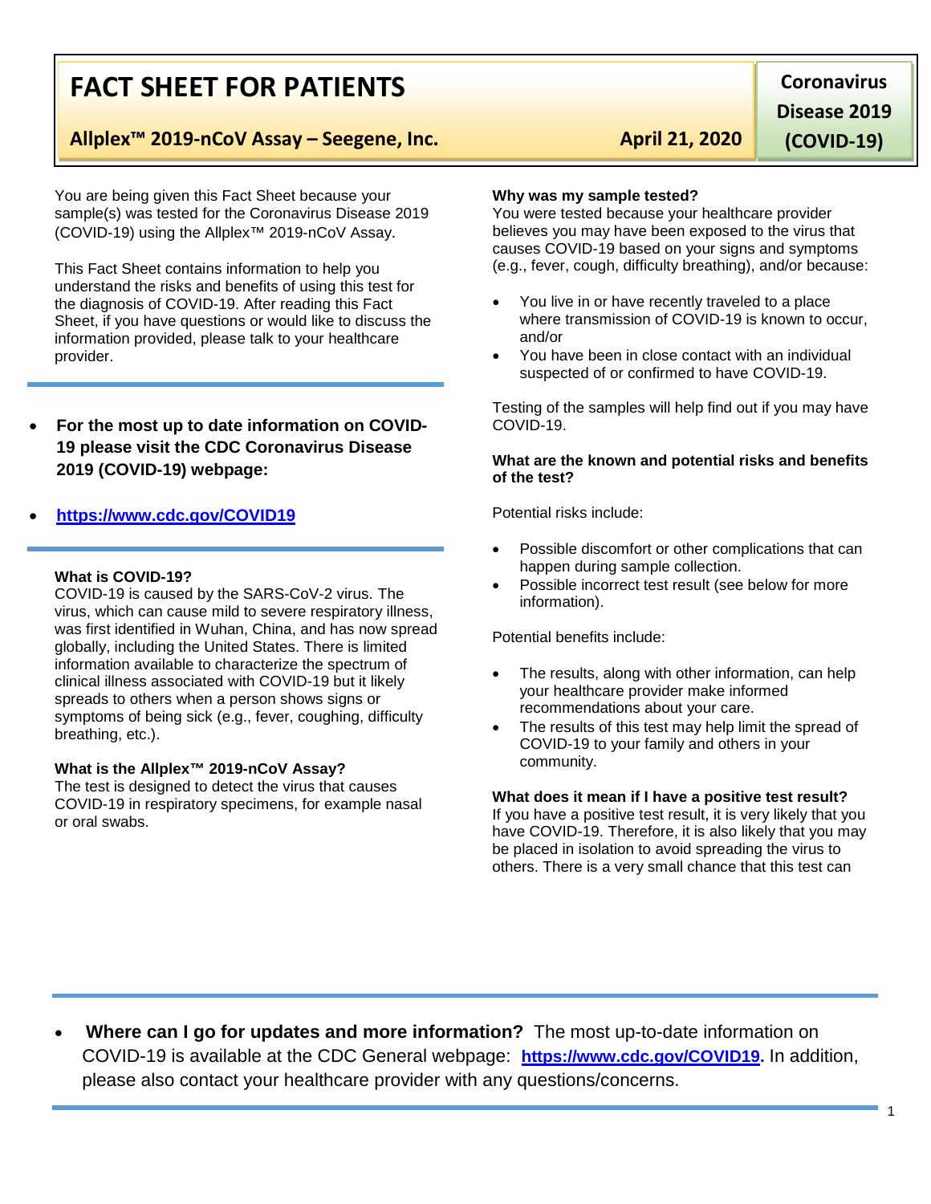# FACT SHEET FOR PATIENTS

**Allplex™ 2019-nCoV Assay – Seegene, Inc.** **April 21, 2020**

**Coronavirus Disease 2019 (COVID-19)**

You are being given this Fact Sheet because your sample(s) was tested for the Coronavirus Disease 2019 (COVID-19) using the Allplex™ 2019-nCoV Assay.

This Fact Sheet contains information to help you understand the risks and benefits of using this test for the diagnosis of COVID-19. After reading this Fact Sheet, if you have questions or would like to discuss the information provided, please talk to your healthcare provider.

- **For the most up to date information on COVID-19 please visit the CDC Coronavirus Disease 2019 (COVID-19) webpage:**
- **https://www.cdc.gov/COVID19**

**What is COVID-19?**
COVID-19 is caused by the SARS-CoV-2 virus. The virus, which can cause mild to severe respiratory illness, was first identified in Wuhan, China, and has now spread globally, including the United States. There is limited information available to characterize the spectrum of clinical illness associated with COVID-19 but it likely spreads to others when a person shows signs or symptoms of being sick (e.g., fever, coughing, difficulty breathing, etc.).

**What is the Allplex™ 2019-nCoV Assay?**
The test is designed to detect the virus that causes COVID-19 in respiratory specimens, for example nasal or oral swabs.

**Why was my sample tested?**
You were tested because your healthcare provider believes you may have been exposed to the virus that causes COVID-19 based on your signs and symptoms (e.g., fever, cough, difficulty breathing), and/or because:

- You live in or have recently traveled to a place where transmission of COVID-19 is known to occur, and/or
- You have been in close contact with an individual suspected of or confirmed to have COVID-19.

Testing of the samples will help find out if you may have COVID-19.

**What are the known and potential risks and benefits of the test?**

Potential risks include:

- Possible discomfort or other complications that can happen during sample collection.
- Possible incorrect test result (see below for more information).

Potential benefits include:

- The results, along with other information, can help your healthcare provider make informed recommendations about your care.
- The results of this test may help limit the spread of COVID-19 to your family and others in your community.

**What does it mean if I have a positive test result?**
If you have a positive test result, it is very likely that you have COVID-19. Therefore, it is also likely that you may be placed in isolation to avoid spreading the virus to others. There is a very small chance that this test can

- **Where can I go for updates and more information?** The most up-to-date information on COVID-19 is available at the CDC General webpage: **https://www.cdc.gov/COVID19.** In addition, please also contact your healthcare provider with any questions/concerns.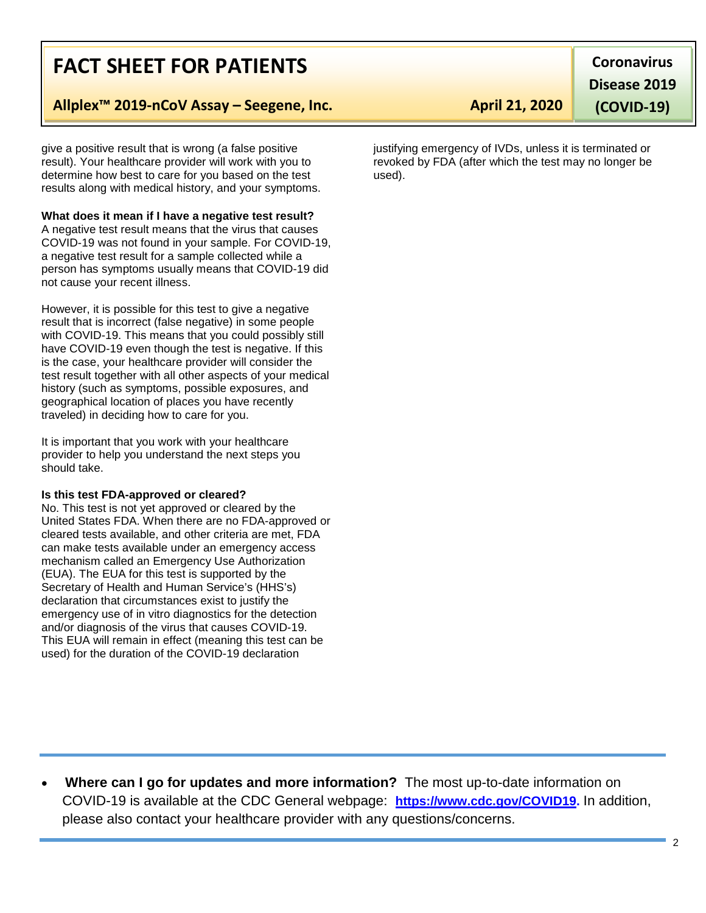give a positive result that is wrong (a false positive result). Your healthcare provider will work with you to determine how best to care for you based on the test results along with medical history, and your symptoms.

**What does it mean if I have a negative test result?**

A negative test result means that the virus that causes COVID-19 was not found in your sample. For COVID-19, a negative test result for a sample collected while a person has symptoms usually means that COVID-19 did not cause your recent illness.

However, it is possible for this test to give a negative result that is incorrect (false negative) in some people with COVID-19. This means that you could possibly still have COVID-19 even though the test is negative. If this is the case, your healthcare provider will consider the test result together with all other aspects of your medical history (such as symptoms, possible exposures, and geographical location of places you have recently traveled) in deciding how to care for you.

It is important that you work with your healthcare provider to help you understand the next steps you should take.

**Is this test FDA-approved or cleared?**

No. This test is not yet approved or cleared by the United States FDA. When there are no FDA-approved or cleared tests available, and other criteria are met, FDA can make tests available under an emergency access mechanism called an Emergency Use Authorization (EUA). The EUA for this test is supported by the Secretary of Health and Human Service's (HHS's) declaration that circumstances exist to justify the emergency use of in vitro diagnostics for the detection and/or diagnosis of the virus that causes COVID-19. This EUA will remain in effect (meaning this test can be used) for the duration of the COVID-19 declaration justifying emergency of IVDs, unless it is terminated or revoked by FDA (after which the test may no longer be used).

- **Where can I go for updates and more information?** The most up-to-date information on COVID-19 is available at the CDC General webpage: **https://www.cdc.gov/COVID19.** In addition, please also contact your healthcare provider with any questions/concerns.